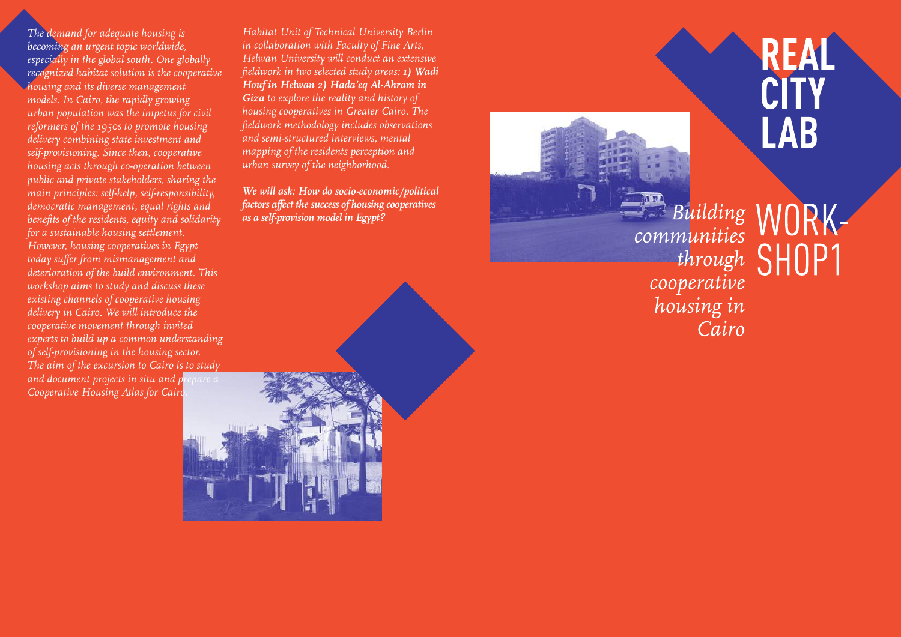# REAL CITY LAB

# WORKSHOP1

## *Building communities through cooperative housing in Cairo*

*The demand for adequate housing is becoming an urgent topic worldwide, especially in the global south. One globally recognized habitat solution is the cooperative housing and its diverse management models. In Cairo, the rapidly growing urban population was the impetus for civil reformers of the 1950s to promote housing delivery combining state investment and self-provisioning. Since then, cooperative housing acts through co-operation between public and private stakeholders, sharing the main principles: self-help, self-responsibility, democratic management, equal rights and benefits of the residents, equity and solidarity for a sustainable housing settlement. However, housing cooperatives in Egypt today suffer from mismanagement and deterioration of the build environment. This workshop aims to study and discuss these existing channels of cooperative housing delivery in Cairo. We will introduce the cooperative movement through invited experts to build up a common understanding of self-provisioning in the housing sector. The aim of the excursion to Cairo is to study and document projects in situ and prepare a Cooperative Housing Atlas for Cairo.*

*Habitat Unit of Technical University Berlin in collaboration with Faculty of Fine Arts, Helwan University will conduct an extensive fieldwork in two selected study areas:* ***1) Wadi Houf in Helwan 2) Hada'eq Al-Ahram in Giza*** *to explore the reality and history of housing cooperatives in Greater Cairo. The fieldwork methodology includes observations and semi-structured interviews, mental mapping of the residents perception and urban survey of the neighborhood.*

***We will ask: How do socio-economic/political factors affect the success of housing cooperatives as a self-provision model in Egypt?***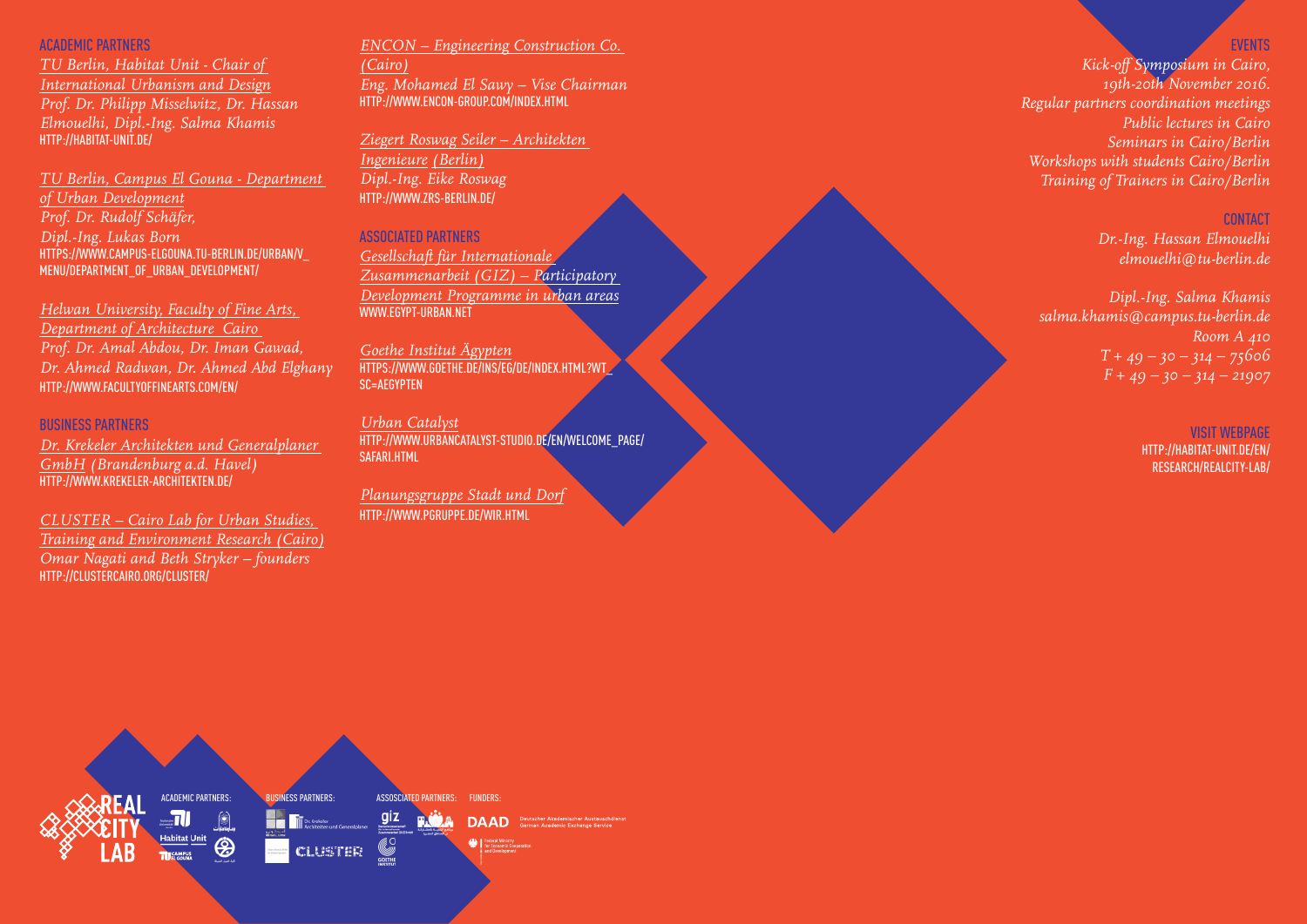## ACADEMIC PARTNERS

*TU Berlin, Habitat Unit - Chair of International Urbanism and Design*
*Prof. Dr. Philipp Misselwitz, Dr. Hassan Elmouelhi, Dipl.-Ing. Salma Khamis*
HTTP://HABITAT-UNIT.DE/

*TU Berlin, Campus El Gouna - Department of Urban Development*
*Prof. Dr. Rudolf Schäfer,*
*Dipl.-Ing. Lukas Born*
HTTPS://WWW.CAMPUS-ELGOUNA.TU-BERLIN.DE/URBAN/V_MENU/DEPARTMENT_OF_URBAN_DEVELOPMENT/

*Helwan University, Faculty of Fine Arts, Department of Architecture Cairo*
*Prof. Dr. Amal Abdou, Dr. Iman Gawad, Dr. Ahmed Radwan, Dr. Ahmed Abd Elghany*
HTTP://WWW.FACULTYOFFINEARTS.COM/EN/

## BUSINESS PARTNERS

*Dr. Krekeler Architekten und Generalplaner GmbH (Brandenburg a.d. Havel)*
HTTP://WWW.KREKELER-ARCHITEKTEN.DE/

*CLUSTER – Cairo Lab for Urban Studies, Training and Environment Research (Cairo)*
*Omar Nagati and Beth Stryker – founders*
HTTP://CLUSTERCAIRO.ORG/CLUSTER/

*ENCON – Engineering Construction Co. (Cairo)*
*Eng. Mohamed El Sawy – Vise Chairman*
HTTP://WWW.ENCON-GROUP.COM/INDEX.HTML

*Ziegert Roswag Seiler – Architekten Ingenieure (Berlin)*
*Dipl.-Ing. Eike Roswag*
HTTP://WWW.ZRS-BERLIN.DE/

## ASSOCIATED PARTNERS

*Gesellschaft für Internationale Zusammenarbeit (GIZ) – Participatory Development Programme in urban areas*
WWW.EGYPT-URBAN.NET

*Goethe Institut Ägypten*
HTTPS://WWW.GOETHE.DE/INS/EG/DE/INDEX.HTML?WT_SC=AEGYPTEN

*Urban Catalyst*
HTTP://WWW.URBANCATALYST-STUDIO.DE/EN/WELCOME_PAGE/SAFARI.HTML

*Planungsgruppe Stadt und Dorf*
HTTP://WWW.PGRUPPE.DE/WIR.HTML

## EVENTS

*Kick-off Symposium in Cairo, 19th-20th November 2016.*
*Regular partners coordination meetings*
*Public lectures in Cairo*
*Seminars in Cairo/Berlin*
*Workshops with students Cairo/Berlin*
*Training of Trainers in Cairo/Berlin*

## CONTACT

*Dr.-Ing. Hassan Elmouelhi*
*elmouelhi@tu-berlin.de*

*Dipl.-Ing. Salma Khamis*
*salma.khamis@campus.tu-berlin.de*
*Room A 410*
*T + 49 – 30 – 314 – 75606*
*F + 49 – 30 – 314 – 21907*

## VISIT WEBPAGE

HTTP://HABITAT-UNIT.DE/EN/RESEARCH/REALCITY-LAB/

REAL CITY LAB

ACADEMIC PARTNERS: BUSINESS PARTNERS: ASSOSCIATED PARTNERS: FUNDERS:

DAAD Deutscher Akademischer Austauschdienst German Academic Exchange Service

Federal Ministry for Economic Cooperation and Development